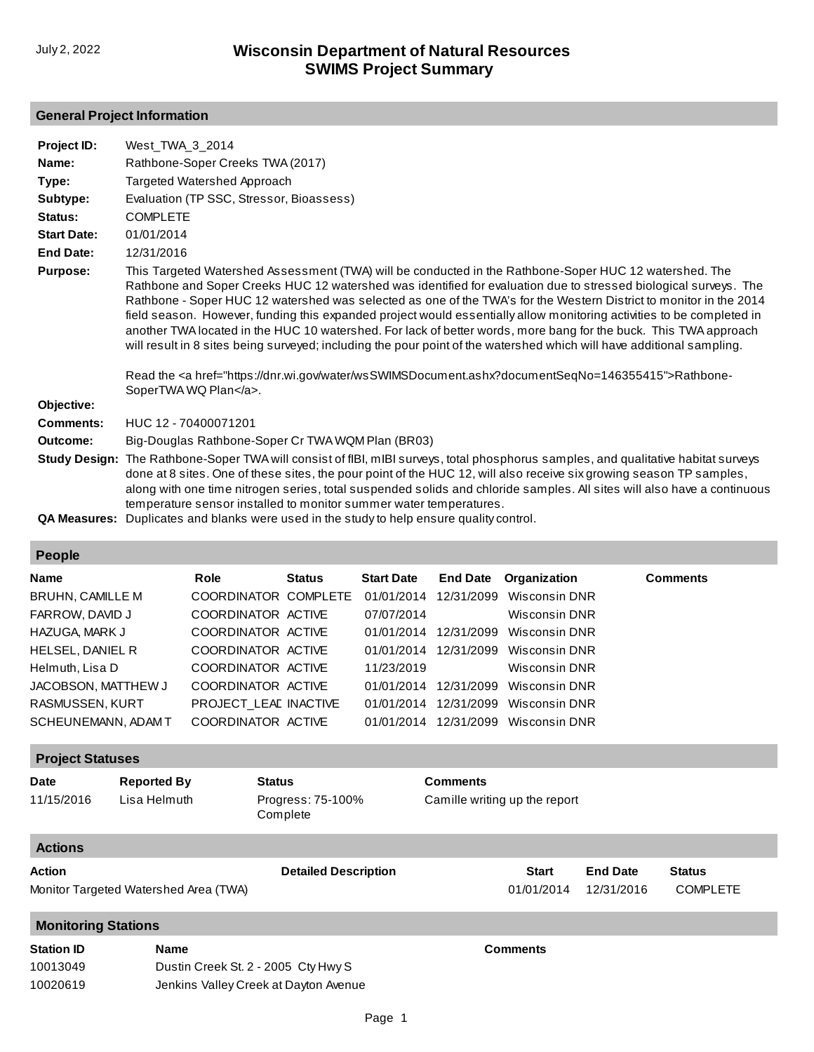July 2, 2022

# Wisconsin Department of Natural Resources
# SWIMS Project Summary

## General Project Information

**Project ID:** West_TWA_3_2014

**Name:** Rathbone-Soper Creeks TWA (2017)

**Type:** Targeted Watershed Approach

**Subtype:** Evaluation (TP SSC, Stressor, Bioassess)

**Status:** COMPLETE

**Start Date:** 01/01/2014

**End Date:** 12/31/2016

**Purpose:** This Targeted Watershed Assessment (TWA) will be conducted in the Rathbone-Soper HUC 12 watershed. The Rathbone and Soper Creeks HUC 12 watershed was identified for evaluation due to stressed biological surveys. The Rathbone - Soper HUC 12 watershed was selected as one of the TWA's for the Western District to monitor in the 2014 field season. However, funding this expanded project would essentially allow monitoring activities to be completed in another TWA located in the HUC 10 watershed. For lack of better words, more bang for the buck. This TWA approach will result in 8 sites being surveyed; including the pour point of the watershed which will have additional sampling.

Read the <a href="https://dnr.wi.gov/water/wsSWIMSDocument.ashx?documentSeqNo=146355415">Rathbone-SoperTWA WQ Plan</a>.

**Objective:**

**Comments:** HUC 12 - 70400071201

**Outcome:** Big-Douglas Rathbone-Soper Cr TWA WQM Plan (BR03)

**Study Design:** The Rathbone-Soper TWA will consist of fIBI, mIBI surveys, total phosphorus samples, and qualitative habitat surveys done at 8 sites. One of these sites, the pour point of the HUC 12, will also receive six growing season TP samples, along with one time nitrogen series, total suspended solids and chloride samples. All sites will also have a continuous temperature sensor installed to monitor summer water temperatures.

**QA Measures:** Duplicates and blanks were used in the study to help ensure quality control.

## People

| Name | Role | Status | Start Date | End Date | Organization | Comments |
|---|---|---|---|---|---|---|
| BRUHN, CAMILLE M | COORDINATOR | COMPLETE | 01/01/2014 | 12/31/2099 | Wisconsin DNR | |
| FARROW, DAVID J | COORDINATOR | ACTIVE | 07/07/2014 | | Wisconsin DNR | |
| HAZUGA, MARK J | COORDINATOR | ACTIVE | 01/01/2014 | 12/31/2099 | Wisconsin DNR | |
| HELSEL, DANIEL R | COORDINATOR | ACTIVE | 01/01/2014 | 12/31/2099 | Wisconsin DNR | |
| Helmuth, Lisa D | COORDINATOR | ACTIVE | 11/23/2019 | | Wisconsin DNR | |
| JACOBSON, MATTHEW J | COORDINATOR | ACTIVE | 01/01/2014 | 12/31/2099 | Wisconsin DNR | |
| RASMUSSEN, KURT | PROJECT_LEAD | INACTIVE | 01/01/2014 | 12/31/2099 | Wisconsin DNR | |
| SCHEUNEMANN, ADAM T | COORDINATOR | ACTIVE | 01/01/2014 | 12/31/2099 | Wisconsin DNR | |

## Project Statuses

| Date | Reported By | Status | Comments |
|---|---|---|---|
| 11/15/2016 | Lisa Helmuth | Progress: 75-100% Complete | Camille writing up the report |

## Actions

| Action | Detailed Description | Start | End Date | Status |
|---|---|---|---|---|
| Monitor Targeted Watershed Area (TWA) | | 01/01/2014 | 12/31/2016 | COMPLETE |

## Monitoring Stations

| Station ID | Name | Comments |
|---|---|---|
| 10013049 | Dustin Creek St. 2 - 2005 Cty Hwy S | |
| 10020619 | Jenkins Valley Creek at Dayton Avenue | |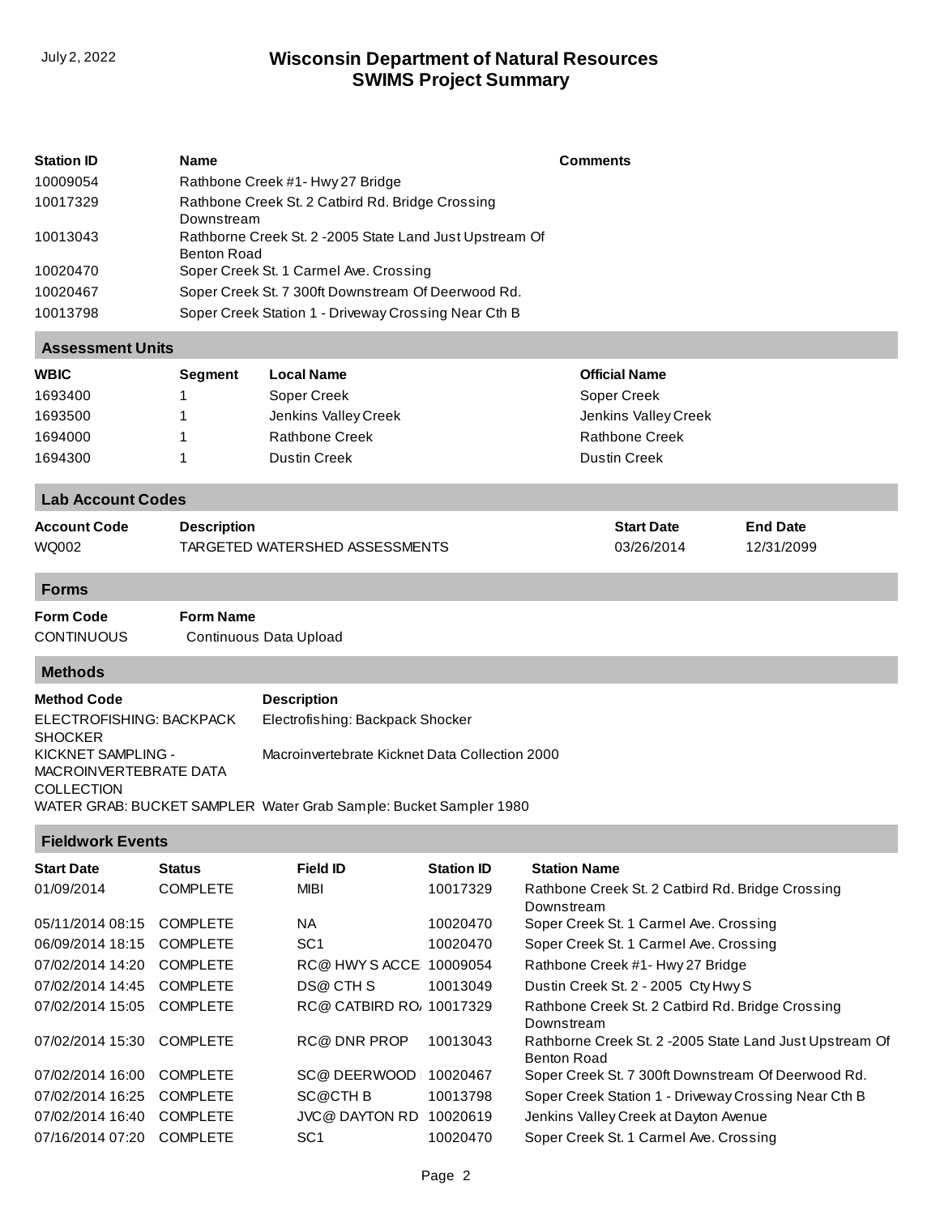| Station ID | Name | Comments |
|---|---|---|
| 10009054 | Rathbone Creek #1- Hwy 27 Bridge | |
| 10017329 | Rathbone Creek St. 2 Catbird Rd. Bridge Crossing Downstream | |
| 10013043 | Rathborne Creek St. 2 -2005 State Land Just Upstream Of Benton Road | |
| 10020470 | Soper Creek St. 1 Carmel Ave. Crossing | |
| 10020467 | Soper Creek St. 7 300ft Downstream Of Deerwood Rd. | |
| 10013798 | Soper Creek Station 1 - Driveway Crossing Near Cth B | |

## Assessment Units

| WBIC | Segment | Local Name | Official Name |
|---|---|---|---|
| 1693400 | 1 | Soper Creek | Soper Creek |
| 1693500 | 1 | Jenkins Valley Creek | Jenkins Valley Creek |
| 1694000 | 1 | Rathbone Creek | Rathbone Creek |
| 1694300 | 1 | Dustin Creek | Dustin Creek |

## Lab Account Codes

| Account Code | Description | Start Date | End Date |
|---|---|---|---|
| WQ002 | TARGETED WATERSHED ASSESSMENTS | 03/26/2014 | 12/31/2099 |

## Forms

| Form Code | Form Name |
|---|---|
| CONTINUOUS | Continuous Data Upload |

## Methods

| Method Code | Description |
|---|---|
| ELECTROFISHING: BACKPACK SHOCKER | Electrofishing: Backpack Shocker |
| KICKNET SAMPLING - MACROINVERTEBRATE DATA COLLECTION | Macroinvertebrate Kicknet Data Collection 2000 |
| WATER GRAB: BUCKET SAMPLER | Water Grab Sample: Bucket Sampler 1980 |

## Fieldwork Events

| Start Date | Status | Field ID | Station ID | Station Name |
|---|---|---|---|---|
| 01/09/2014 | COMPLETE | MIBI | 10017329 | Rathbone Creek St. 2 Catbird Rd. Bridge Crossing Downstream |
| 05/11/2014 08:15 | COMPLETE | NA | 10020470 | Soper Creek St. 1 Carmel Ave. Crossing |
| 06/09/2014 18:15 | COMPLETE | SC1 | 10020470 | Soper Creek St. 1 Carmel Ave. Crossing |
| 07/02/2014 14:20 | COMPLETE | RC@ HWY S ACCE | 10009054 | Rathbone Creek #1- Hwy 27 Bridge |
| 07/02/2014 14:45 | COMPLETE | DS@ CTH S | 10013049 | Dustin Creek St. 2 - 2005 Cty Hwy S |
| 07/02/2014 15:05 | COMPLETE | RC@ CATBIRD RO | 10017329 | Rathbone Creek St. 2 Catbird Rd. Bridge Crossing Downstream |
| 07/02/2014 15:30 | COMPLETE | RC@ DNR PROP | 10013043 | Rathborne Creek St. 2 -2005 State Land Just Upstream Of Benton Road |
| 07/02/2014 16:00 | COMPLETE | SC@ DEERWOOD | 10020467 | Soper Creek St. 7 300ft Downstream Of Deerwood Rd. |
| 07/02/2014 16:25 | COMPLETE | SC@CTH B | 10013798 | Soper Creek Station 1 - Driveway Crossing Near Cth B |
| 07/02/2014 16:40 | COMPLETE | JVC@ DAYTON RD | 10020619 | Jenkins Valley Creek at Dayton Avenue |
| 07/16/2014 07:20 | COMPLETE | SC1 | 10020470 | Soper Creek St. 1 Carmel Ave. Crossing |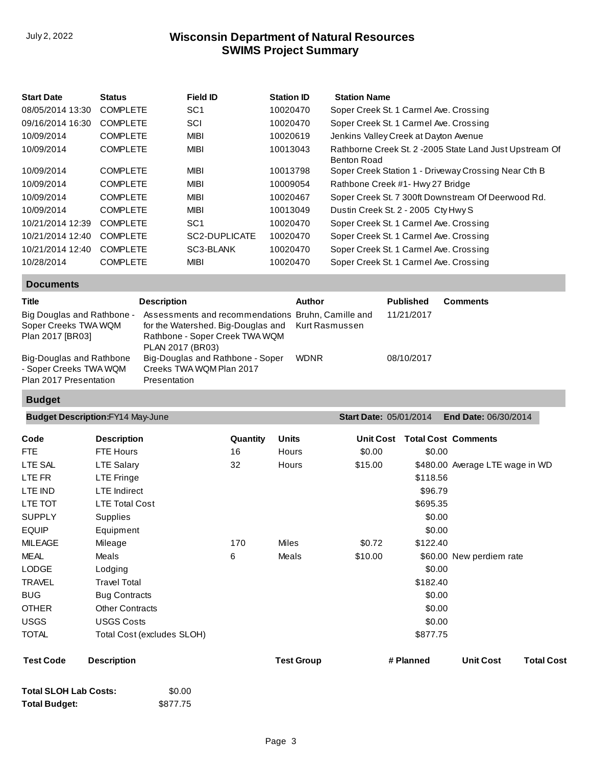| Start Date | Status | Field ID | Station ID | Station Name |
|---|---|---|---|---|
| 08/05/2014 13:30 | COMPLETE | SC1 | 10020470 | Soper Creek St. 1 Carmel Ave. Crossing |
| 09/16/2014 16:30 | COMPLETE | SCI | 10020470 | Soper Creek St. 1 Carmel Ave. Crossing |
| 10/09/2014 | COMPLETE | MIBI | 10020619 | Jenkins Valley Creek at Dayton Avenue |
| 10/09/2014 | COMPLETE | MIBI | 10013043 | Rathborne Creek St. 2 -2005 State Land Just Upstream Of Benton Road |
| 10/09/2014 | COMPLETE | MIBI | 10013798 | Soper Creek Station 1 - Driveway Crossing Near Cth B |
| 10/09/2014 | COMPLETE | MIBI | 10009054 | Rathbone Creek #1- Hwy 27 Bridge |
| 10/09/2014 | COMPLETE | MIBI | 10020467 | Soper Creek St. 7 300ft Downstream Of Deerwood Rd. |
| 10/09/2014 | COMPLETE | MIBI | 10013049 | Dustin Creek St. 2 - 2005 Cty Hwy S |
| 10/21/2014 12:39 | COMPLETE | SC1 | 10020470 | Soper Creek St. 1 Carmel Ave. Crossing |
| 10/21/2014 12:40 | COMPLETE | SC2-DUPLICATE | 10020470 | Soper Creek St. 1 Carmel Ave. Crossing |
| 10/21/2014 12:40 | COMPLETE | SC3-BLANK | 10020470 | Soper Creek St. 1 Carmel Ave. Crossing |
| 10/28/2014 | COMPLETE | MIBI | 10020470 | Soper Creek St. 1 Carmel Ave. Crossing |

## Documents

| Title | Description | Author | Published | Comments |
|---|---|---|---|---|
| Big Douglas and Rathbone - Soper Creeks TWA WQM Plan 2017 [BR03] | Assessments and recommendations for the Watershed. Big-Douglas and Rathbone - Soper Creek TWA WQM PLAN 2017 (BR03) | Bruhn, Camille and Kurt Rasmussen | 11/21/2017 | |
| Big-Douglas and Rathbone - Soper Creeks TWA WQM Plan 2017 Presentation | Big-Douglas and Rathbone - Soper Creeks TWA WQM Plan 2017 Presentation | WDNR | 08/10/2017 | |

## Budget

**Budget Description:** FY14 May-June | **Start Date:** 05/01/2014 | **End Date:** 06/30/2014

| Code | Description | Quantity | Units | Unit Cost | Total Cost | Comments |
|---|---|---|---|---|---|---|
| FTE | FTE Hours | 16 | Hours | $0.00 | $0.00 | |
| LTE SAL | LTE Salary | 32 | Hours | $15.00 | $480.00 | Average LTE wage in WD |
| LTE FR | LTE Fringe | | | | $118.56 | |
| LTE IND | LTE Indirect | | | | $96.79 | |
| LTE TOT | LTE Total Cost | | | | $695.35 | |
| SUPPLY | Supplies | | | | $0.00 | |
| EQUIP | Equipment | | | | $0.00 | |
| MILEAGE | Mileage | 170 | Miles | $0.72 | $122.40 | |
| MEAL | Meals | 6 | Meals | $10.00 | $60.00 | New perdiem rate |
| LODGE | Lodging | | | | $0.00 | |
| TRAVEL | Travel Total | | | | $182.40 | |
| BUG | Bug Contracts | | | | $0.00 | |
| OTHER | Other Contracts | | | | $0.00 | |
| USGS | USGS Costs | | | | $0.00 | |
| TOTAL | Total Cost (excludes SLOH) | | | | $877.75 | |

| Test Code | Description | Test Group | # Planned | Unit Cost | Total Cost |
|---|---|---|---|---|---|

**Total SLOH Lab Costs:** $0.00

**Total Budget:** $877.75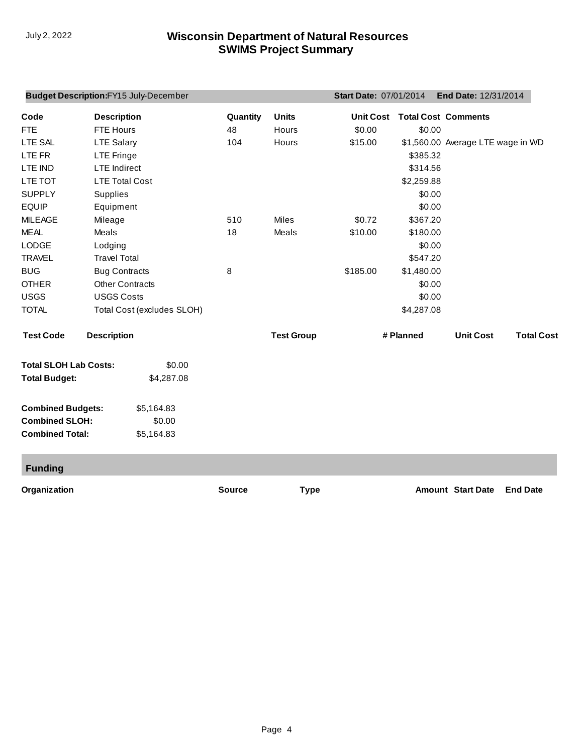# Wisconsin Department of Natural Resources
## SWIMS Project Summary

July 2, 2022

| **Budget Description:** FY15 July-December | **Start Date:** 07/01/2014 | **End Date:** 12/31/2014 |
|---|---|---|

| Code | Description | Quantity | Units | Unit Cost | Total Cost | Comments |
|---|---|---|---|---|---|---|
| FTE | FTE Hours | 48 | Hours | $0.00 | $0.00 | |
| LTE SAL | LTE Salary | 104 | Hours | $15.00 | $1,560.00 | Average LTE wage in WD |
| LTE FR | LTE Fringe | | | | $385.32 | |
| LTE IND | LTE Indirect | | | | $314.56 | |
| LTE TOT | LTE Total Cost | | | | $2,259.88 | |
| SUPPLY | Supplies | | | | $0.00 | |
| EQUIP | Equipment | | | | $0.00 | |
| MILEAGE | Mileage | 510 | Miles | $0.72 | $367.20 | |
| MEAL | Meals | 18 | Meals | $10.00 | $180.00 | |
| LODGE | Lodging | | | | $0.00 | |
| TRAVEL | Travel Total | | | | $547.20 | |
| BUG | Bug Contracts | 8 | | $185.00 | $1,480.00 | |
| OTHER | Other Contracts | | | | $0.00 | |
| USGS | USGS Costs | | | | $0.00 | |
| TOTAL | Total Cost (excludes SLOH) | | | | $4,287.08 | |

| Test Code | Description | Test Group | # Planned | Unit Cost | Total Cost |
|---|---|---|---|---|---|

**Total SLOH Lab Costs:** $0.00
**Total Budget:** $4,287.08

**Combined Budgets:** $5,164.83
**Combined SLOH:** $0.00
**Combined Total:** $5,164.83

## Funding

| Organization | Source | Type | Amount | Start Date | End Date |
|---|---|---|---|---|---|